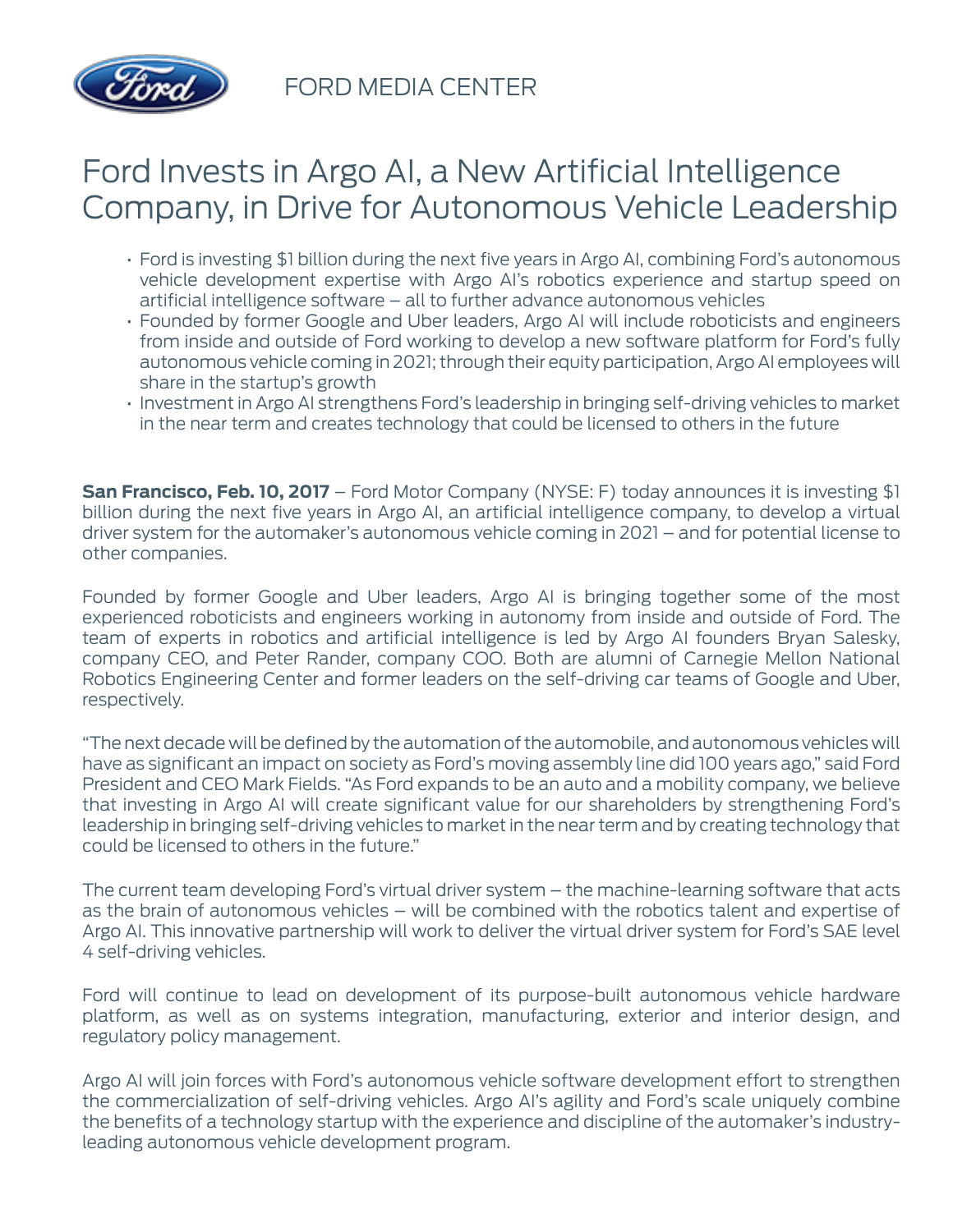FORD MEDIA CENTER

# Ford Invests in Argo AI, a New Artificial Intelligence Company, in Drive for Autonomous Vehicle Leadership

- Ford is investing $1 billion during the next five years in Argo AI, combining Ford's autonomous vehicle development expertise with Argo AI's robotics experience and startup speed on artificial intelligence software – all to further advance autonomous vehicles
- Founded by former Google and Uber leaders, Argo AI will include roboticists and engineers from inside and outside of Ford working to develop a new software platform for Ford's fully autonomous vehicle coming in 2021; through their equity participation, Argo AI employees will share in the startup's growth
- Investment in Argo AI strengthens Ford's leadership in bringing self-driving vehicles to market in the near term and creates technology that could be licensed to others in the future

**San Francisco, Feb. 10, 2017** – Ford Motor Company (NYSE: F) today announces it is investing $1 billion during the next five years in Argo AI, an artificial intelligence company, to develop a virtual driver system for the automaker's autonomous vehicle coming in 2021 – and for potential license to other companies.

Founded by former Google and Uber leaders, Argo AI is bringing together some of the most experienced roboticists and engineers working in autonomy from inside and outside of Ford. The team of experts in robotics and artificial intelligence is led by Argo AI founders Bryan Salesky, company CEO, and Peter Rander, company COO. Both are alumni of Carnegie Mellon National Robotics Engineering Center and former leaders on the self-driving car teams of Google and Uber, respectively.

"The next decade will be defined by the automation of the automobile, and autonomous vehicles will have as significant an impact on society as Ford's moving assembly line did 100 years ago," said Ford President and CEO Mark Fields. "As Ford expands to be an auto and a mobility company, we believe that investing in Argo AI will create significant value for our shareholders by strengthening Ford's leadership in bringing self-driving vehicles to market in the near term and by creating technology that could be licensed to others in the future."

The current team developing Ford's virtual driver system – the machine-learning software that acts as the brain of autonomous vehicles – will be combined with the robotics talent and expertise of Argo AI. This innovative partnership will work to deliver the virtual driver system for Ford's SAE level 4 self-driving vehicles.

Ford will continue to lead on development of its purpose-built autonomous vehicle hardware platform, as well as on systems integration, manufacturing, exterior and interior design, and regulatory policy management.

Argo AI will join forces with Ford's autonomous vehicle software development effort to strengthen the commercialization of self-driving vehicles. Argo AI's agility and Ford's scale uniquely combine the benefits of a technology startup with the experience and discipline of the automaker's industry-leading autonomous vehicle development program.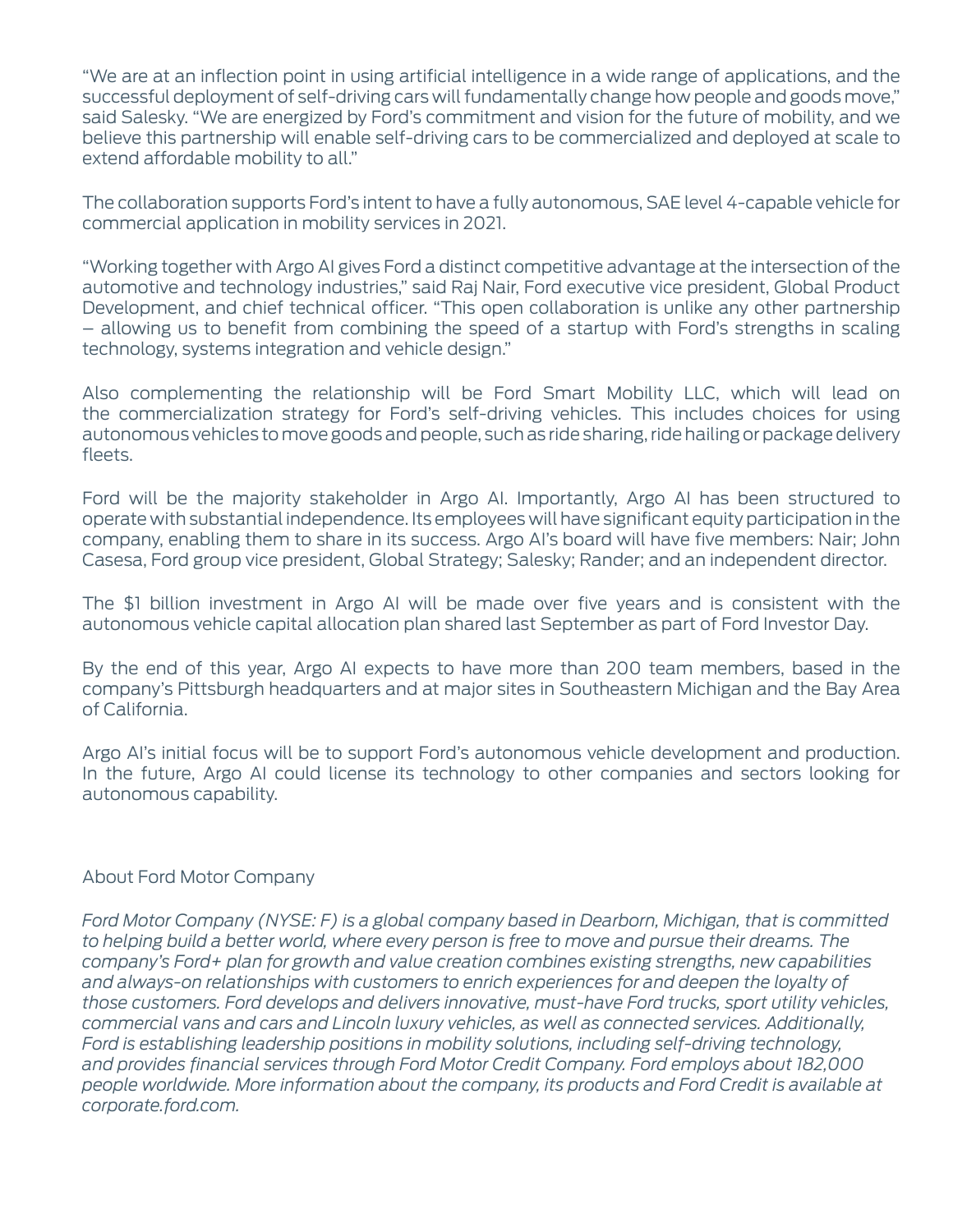"We are at an inflection point in using artificial intelligence in a wide range of applications, and the successful deployment of self-driving cars will fundamentally change how people and goods move," said Salesky. "We are energized by Ford's commitment and vision for the future of mobility, and we believe this partnership will enable self-driving cars to be commercialized and deployed at scale to extend affordable mobility to all."

The collaboration supports Ford's intent to have a fully autonomous, SAE level 4-capable vehicle for commercial application in mobility services in 2021.

"Working together with Argo AI gives Ford a distinct competitive advantage at the intersection of the automotive and technology industries," said Raj Nair, Ford executive vice president, Global Product Development, and chief technical officer. "This open collaboration is unlike any other partnership – allowing us to benefit from combining the speed of a startup with Ford's strengths in scaling technology, systems integration and vehicle design."

Also complementing the relationship will be Ford Smart Mobility LLC, which will lead on the commercialization strategy for Ford's self-driving vehicles. This includes choices for using autonomous vehicles to move goods and people, such as ride sharing, ride hailing or package delivery fleets.

Ford will be the majority stakeholder in Argo AI. Importantly, Argo AI has been structured to operate with substantial independence. Its employees will have significant equity participation in the company, enabling them to share in its success. Argo AI's board will have five members: Nair; John Casesa, Ford group vice president, Global Strategy; Salesky; Rander; and an independent director.

The $1 billion investment in Argo AI will be made over five years and is consistent with the autonomous vehicle capital allocation plan shared last September as part of Ford Investor Day.

By the end of this year, Argo AI expects to have more than 200 team members, based in the company's Pittsburgh headquarters and at major sites in Southeastern Michigan and the Bay Area of California.

Argo AI's initial focus will be to support Ford's autonomous vehicle development and production. In the future, Argo AI could license its technology to other companies and sectors looking for autonomous capability.

About Ford Motor Company

*Ford Motor Company (NYSE: F) is a global company based in Dearborn, Michigan, that is committed to helping build a better world, where every person is free to move and pursue their dreams. The company's Ford+ plan for growth and value creation combines existing strengths, new capabilities and always-on relationships with customers to enrich experiences for and deepen the loyalty of those customers. Ford develops and delivers innovative, must-have Ford trucks, sport utility vehicles, commercial vans and cars and Lincoln luxury vehicles, as well as connected services. Additionally, Ford is establishing leadership positions in mobility solutions, including self-driving technology, and provides financial services through Ford Motor Credit Company. Ford employs about 182,000 people worldwide. More information about the company, its products and Ford Credit is available at corporate.ford.com.*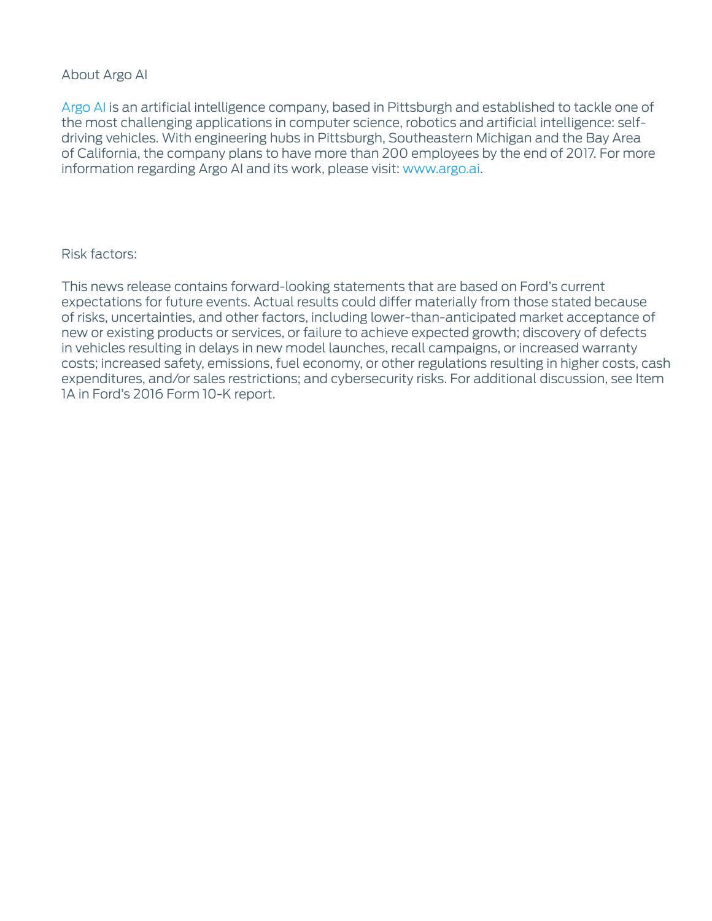About Argo AI

Argo AI is an artificial intelligence company, based in Pittsburgh and established to tackle one of the most challenging applications in computer science, robotics and artificial intelligence: self-driving vehicles. With engineering hubs in Pittsburgh, Southeastern Michigan and the Bay Area of California, the company plans to have more than 200 employees by the end of 2017. For more information regarding Argo AI and its work, please visit: www.argo.ai.

Risk factors:

This news release contains forward-looking statements that are based on Ford's current expectations for future events. Actual results could differ materially from those stated because of risks, uncertainties, and other factors, including lower-than-anticipated market acceptance of new or existing products or services, or failure to achieve expected growth; discovery of defects in vehicles resulting in delays in new model launches, recall campaigns, or increased warranty costs; increased safety, emissions, fuel economy, or other regulations resulting in higher costs, cash expenditures, and/or sales restrictions; and cybersecurity risks. For additional discussion, see Item 1A in Ford's 2016 Form 10-K report.